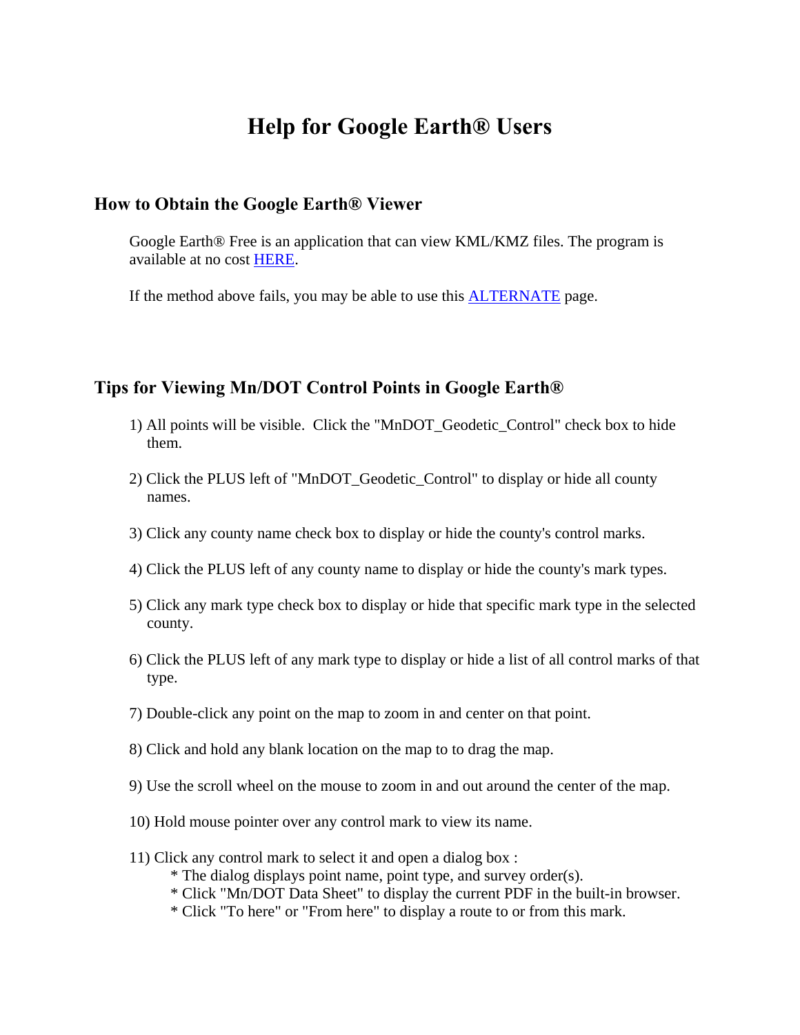# Help for Google Earth® Users

## How to Obtain the Google Earth® Viewer

Google Earth® Free is an application that can view KML/KMZ files. The program is available at no cost HERE.

If the method above fails, you may be able to use this ALTERNATE page.

## Tips for Viewing Mn/DOT Control Points in Google Earth®

1) All points will be visible. Click the "MnDOT_Geodetic_Control" check box to hide them.

2) Click the PLUS left of "MnDOT_Geodetic_Control" to display or hide all county names.

3) Click any county name check box to display or hide the county's control marks.

4) Click the PLUS left of any county name to display or hide the county's mark types.

5) Click any mark type check box to display or hide that specific mark type in the selected county.

6) Click the PLUS left of any mark type to display or hide a list of all control marks of that type.

7) Double-click any point on the map to zoom in and center on that point.

8) Click and hold any blank location on the map to to drag the map.

9) Use the scroll wheel on the mouse to zoom in and out around the center of the map.

10) Hold mouse pointer over any control mark to view its name.

11) Click any control mark to select it and open a dialog box :
    * The dialog displays point name, point type, and survey order(s).
    * Click "Mn/DOT Data Sheet" to display the current PDF in the built-in browser.
    * Click "To here" or "From here" to display a route to or from this mark.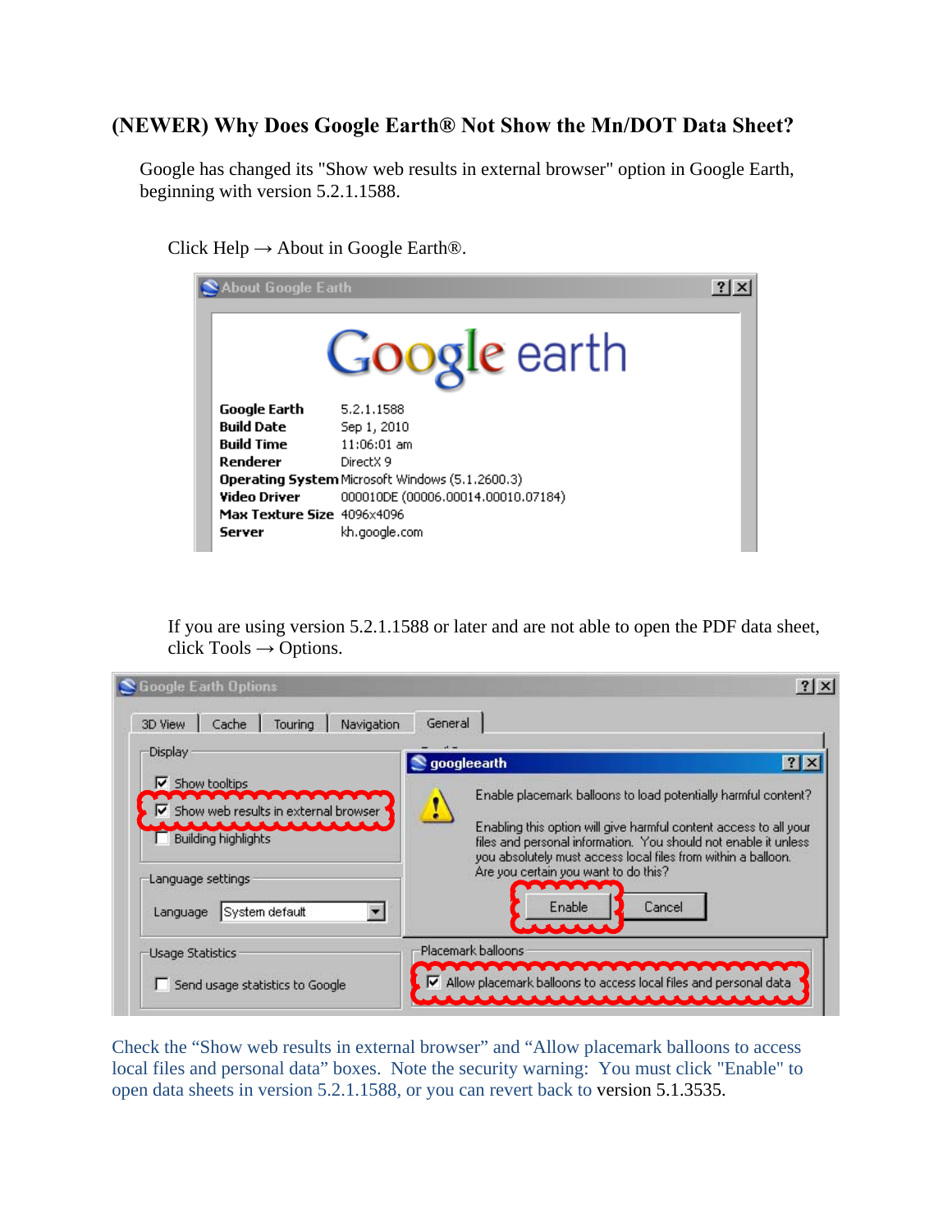## (NEWER) Why Does Google Earth® Not Show the Mn/DOT Data Sheet?

Google has changed its "Show web results in external browser" option in Google Earth, beginning with version 5.2.1.1588.

Click Help → About in Google Earth®.

If you are using version 5.2.1.1588 or later and are not able to open the PDF data sheet, click Tools → Options.

Check the “Show web results in external browser” and “Allow placemark balloons to access local files and personal data” boxes. Note the security warning: You must click "Enable" to open data sheets in version 5.2.1.1588, or you can revert back to version 5.1.3535.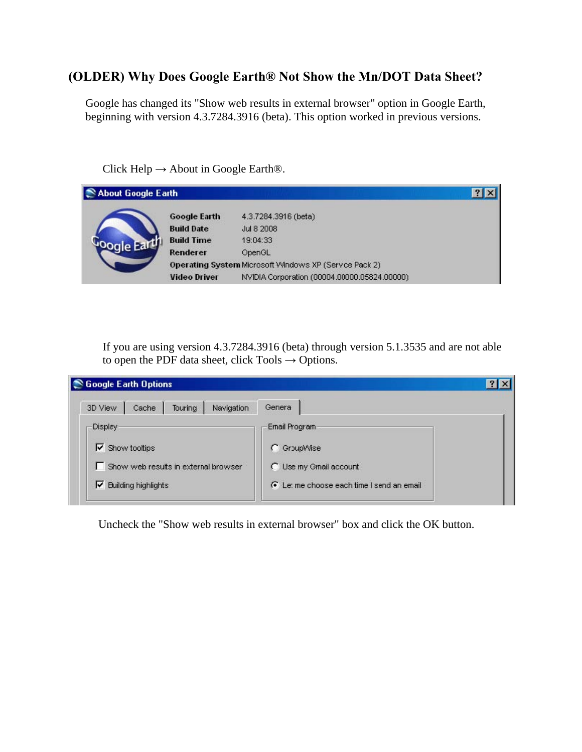## (OLDER) Why Does Google Earth® Not Show the Mn/DOT Data Sheet?

Google has changed its "Show web results in external browser" option in Google Earth, beginning with version 4.3.7284.3916 (beta). This option worked in previous versions.

Click Help → About in Google Earth®.

If you are using version 4.3.7284.3916 (beta) through version 5.1.3535 and are not able to open the PDF data sheet, click Tools → Options.

Uncheck the "Show web results in external browser" box and click the OK button.